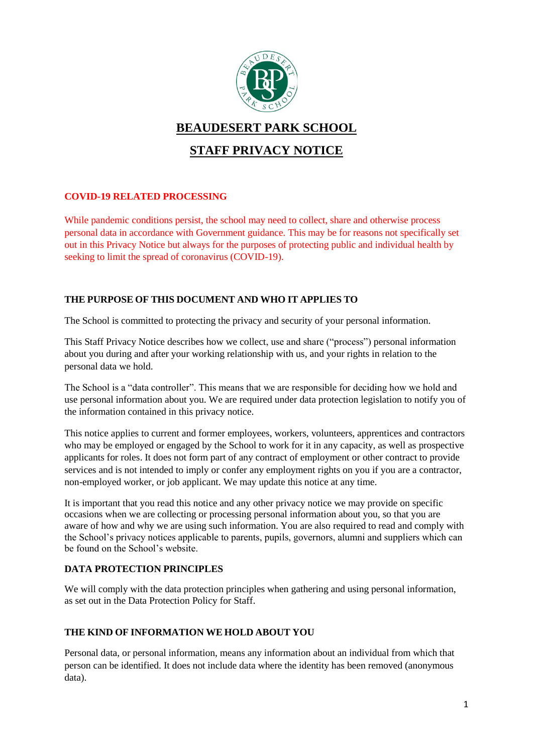# BEAUDESERT PARK SCHOOL

## STAFF PRIVACY NOTICE

### COVID-19 RELATED PROCESSING

While pandemic conditions persist, the school may need to collect, share and otherwise process personal data in accordance with Government guidance. This may be for reasons not specifically set out in this Privacy Notice but always for the purposes of protecting public and individual health by seeking to limit the spread of coronavirus (COVID-19).

### THE PURPOSE OF THIS DOCUMENT AND WHO IT APPLIES TO

The School is committed to protecting the privacy and security of your personal information.

This Staff Privacy Notice describes how we collect, use and share ("process") personal information about you during and after your working relationship with us, and your rights in relation to the personal data we hold.

The School is a "data controller". This means that we are responsible for deciding how we hold and use personal information about you. We are required under data protection legislation to notify you of the information contained in this privacy notice.

This notice applies to current and former employees, workers, volunteers, apprentices and contractors who may be employed or engaged by the School to work for it in any capacity, as well as prospective applicants for roles. It does not form part of any contract of employment or other contract to provide services and is not intended to imply or confer any employment rights on you if you are a contractor, non-employed worker, or job applicant. We may update this notice at any time.

It is important that you read this notice and any other privacy notice we may provide on specific occasions when we are collecting or processing personal information about you, so that you are aware of how and why we are using such information. You are also required to read and comply with the School's privacy notices applicable to parents, pupils, governors, alumni and suppliers which can be found on the School's website.

### DATA PROTECTION PRINCIPLES

We will comply with the data protection principles when gathering and using personal information, as set out in the Data Protection Policy for Staff.

### THE KIND OF INFORMATION WE HOLD ABOUT YOU

Personal data, or personal information, means any information about an individual from which that person can be identified. It does not include data where the identity has been removed (anonymous data).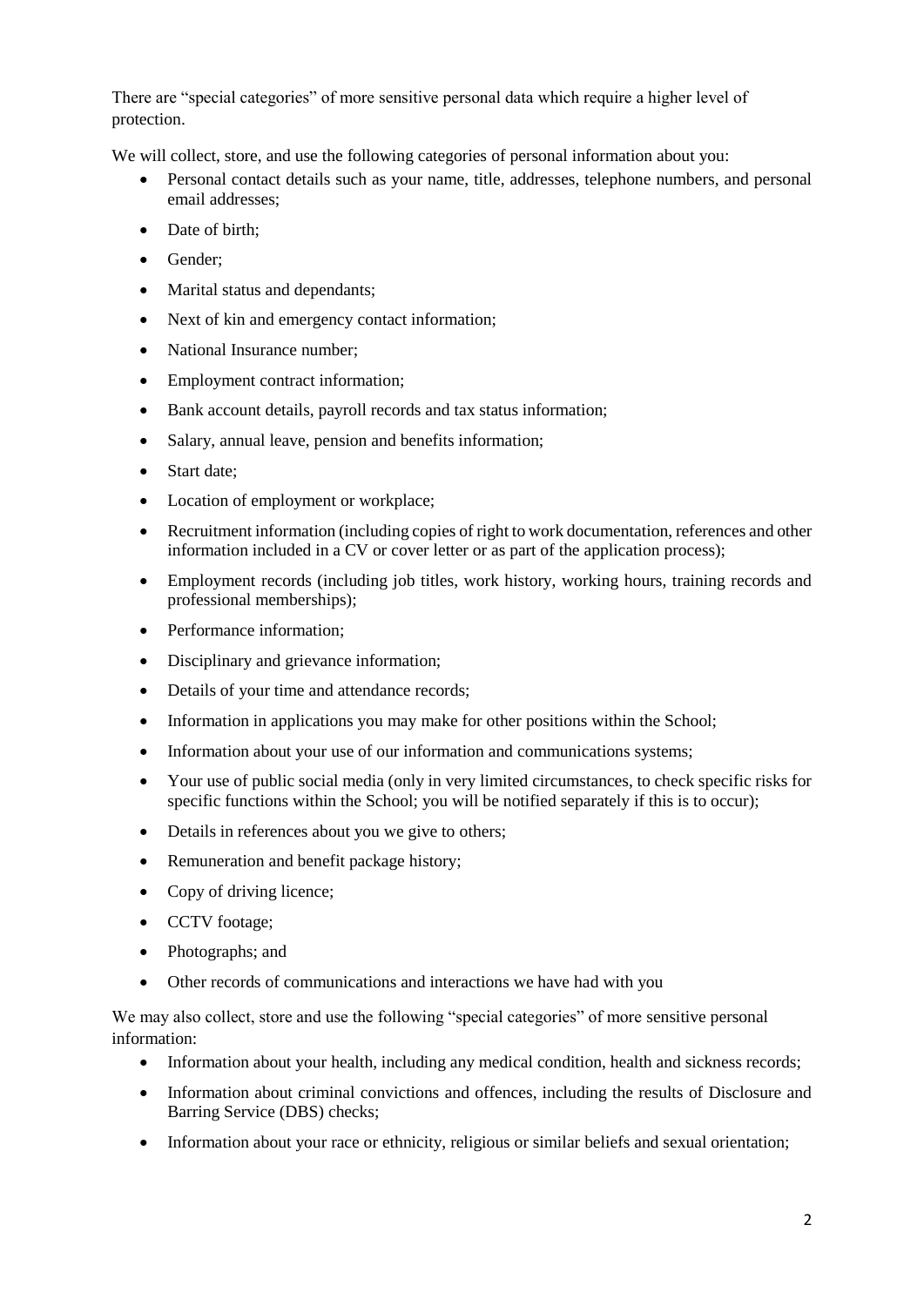There are "special categories" of more sensitive personal data which require a higher level of protection.

We will collect, store, and use the following categories of personal information about you:

- Personal contact details such as your name, title, addresses, telephone numbers, and personal email addresses;
- Date of birth;
- Gender;
- Marital status and dependants;
- Next of kin and emergency contact information;
- National Insurance number;
- Employment contract information;
- Bank account details, payroll records and tax status information;
- Salary, annual leave, pension and benefits information;
- Start date;
- Location of employment or workplace;
- Recruitment information (including copies of right to work documentation, references and other information included in a CV or cover letter or as part of the application process);
- Employment records (including job titles, work history, working hours, training records and professional memberships);
- Performance information;
- Disciplinary and grievance information;
- Details of your time and attendance records;
- Information in applications you may make for other positions within the School;
- Information about your use of our information and communications systems;
- Your use of public social media (only in very limited circumstances, to check specific risks for specific functions within the School; you will be notified separately if this is to occur);
- Details in references about you we give to others;
- Remuneration and benefit package history;
- Copy of driving licence;
- CCTV footage;
- Photographs; and
- Other records of communications and interactions we have had with you

We may also collect, store and use the following "special categories" of more sensitive personal information:

- Information about your health, including any medical condition, health and sickness records;
- Information about criminal convictions and offences, including the results of Disclosure and Barring Service (DBS) checks;
- Information about your race or ethnicity, religious or similar beliefs and sexual orientation;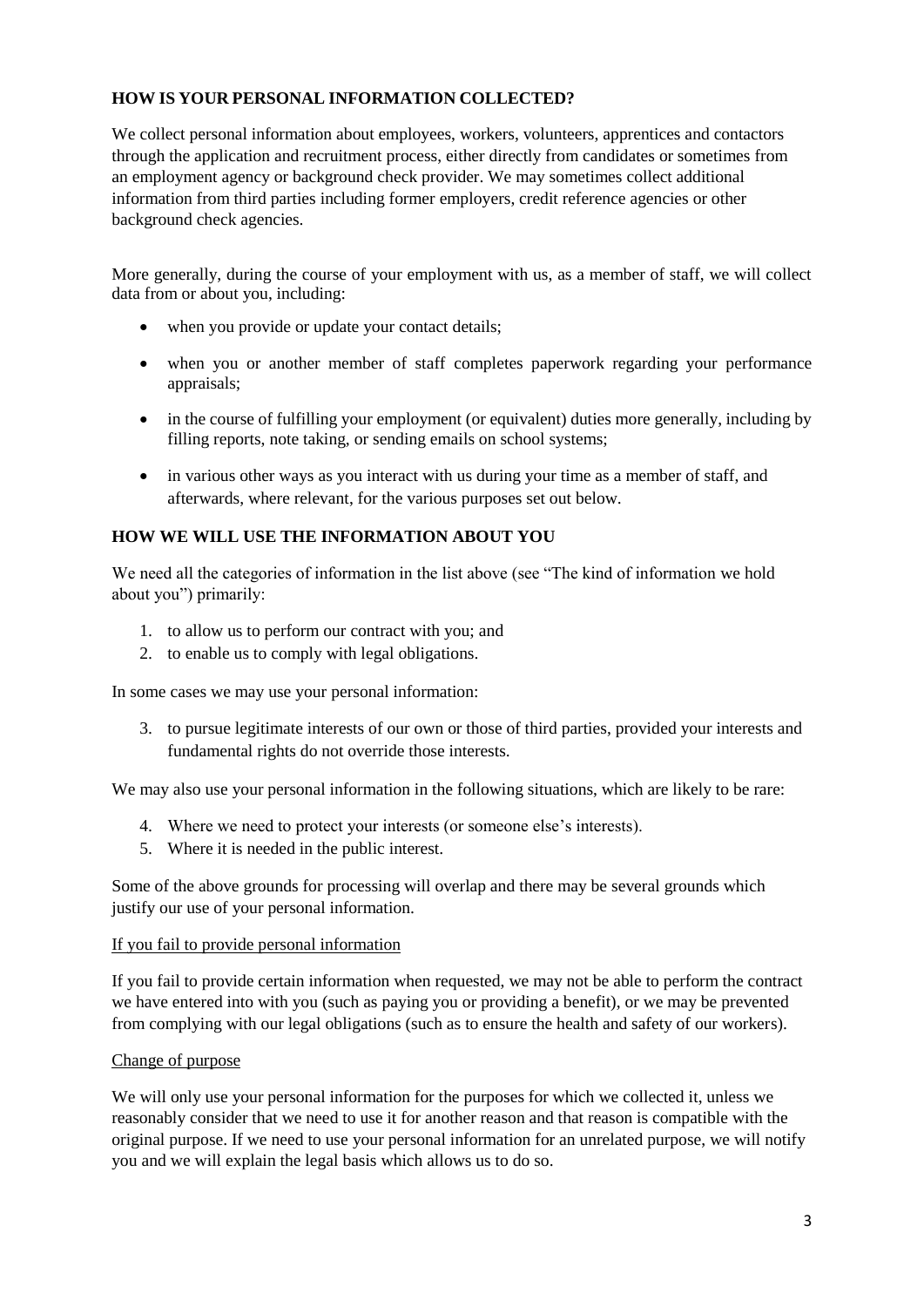## HOW IS YOUR PERSONAL INFORMATION COLLECTED?

We collect personal information about employees, workers, volunteers, apprentices and contactors through the application and recruitment process, either directly from candidates or sometimes from an employment agency or background check provider. We may sometimes collect additional information from third parties including former employers, credit reference agencies or other background check agencies.

More generally, during the course of your employment with us, as a member of staff, we will collect data from or about you, including:

- when you provide or update your contact details;
- when you or another member of staff completes paperwork regarding your performance appraisals;
- in the course of fulfilling your employment (or equivalent) duties more generally, including by filling reports, note taking, or sending emails on school systems;
- in various other ways as you interact with us during your time as a member of staff, and afterwards, where relevant, for the various purposes set out below.

## HOW WE WILL USE THE INFORMATION ABOUT YOU

We need all the categories of information in the list above (see "The kind of information we hold about you") primarily:

1. to allow us to perform our contract with you; and
2. to enable us to comply with legal obligations.

In some cases we may use your personal information:

3. to pursue legitimate interests of our own or those of third parties, provided your interests and fundamental rights do not override those interests.

We may also use your personal information in the following situations, which are likely to be rare:

4. Where we need to protect your interests (or someone else's interests).
5. Where it is needed in the public interest.

Some of the above grounds for processing will overlap and there may be several grounds which justify our use of your personal information.

<u>If you fail to provide personal information</u>

If you fail to provide certain information when requested, we may not be able to perform the contract we have entered into with you (such as paying you or providing a benefit), or we may be prevented from complying with our legal obligations (such as to ensure the health and safety of our workers).

<u>Change of purpose</u>

We will only use your personal information for the purposes for which we collected it, unless we reasonably consider that we need to use it for another reason and that reason is compatible with the original purpose. If we need to use your personal information for an unrelated purpose, we will notify you and we will explain the legal basis which allows us to do so.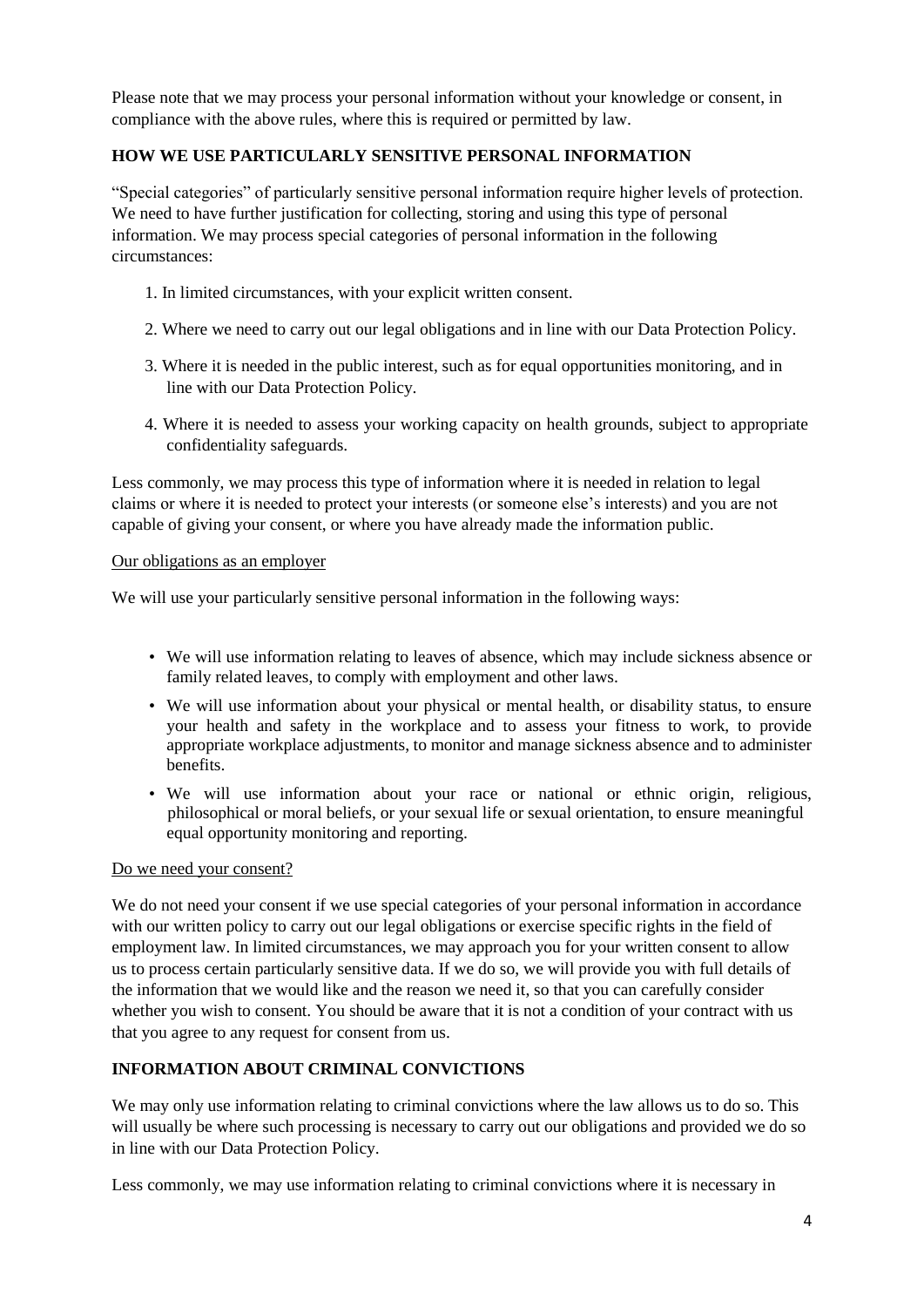Please note that we may process your personal information without your knowledge or consent, in compliance with the above rules, where this is required or permitted by law.

## HOW WE USE PARTICULARLY SENSITIVE PERSONAL INFORMATION

"Special categories" of particularly sensitive personal information require higher levels of protection. We need to have further justification for collecting, storing and using this type of personal information. We may process special categories of personal information in the following circumstances:

1. In limited circumstances, with your explicit written consent.
2. Where we need to carry out our legal obligations and in line with our Data Protection Policy.
3. Where it is needed in the public interest, such as for equal opportunities monitoring, and in line with our Data Protection Policy.
4. Where it is needed to assess your working capacity on health grounds, subject to appropriate confidentiality safeguards.

Less commonly, we may process this type of information where it is needed in relation to legal claims or where it is needed to protect your interests (or someone else's interests) and you are not capable of giving your consent, or where you have already made the information public.

### Our obligations as an employer

We will use your particularly sensitive personal information in the following ways:

- We will use information relating to leaves of absence, which may include sickness absence or family related leaves, to comply with employment and other laws.
- We will use information about your physical or mental health, or disability status, to ensure your health and safety in the workplace and to assess your fitness to work, to provide appropriate workplace adjustments, to monitor and manage sickness absence and to administer benefits.
- We will use information about your race or national or ethnic origin, religious, philosophical or moral beliefs, or your sexual life or sexual orientation, to ensure meaningful equal opportunity monitoring and reporting.

### Do we need your consent?

We do not need your consent if we use special categories of your personal information in accordance with our written policy to carry out our legal obligations or exercise specific rights in the field of employment law. In limited circumstances, we may approach you for your written consent to allow us to process certain particularly sensitive data. If we do so, we will provide you with full details of the information that we would like and the reason we need it, so that you can carefully consider whether you wish to consent. You should be aware that it is not a condition of your contract with us that you agree to any request for consent from us.

## INFORMATION ABOUT CRIMINAL CONVICTIONS

We may only use information relating to criminal convictions where the law allows us to do so. This will usually be where such processing is necessary to carry out our obligations and provided we do so in line with our Data Protection Policy.

Less commonly, we may use information relating to criminal convictions where it is necessary in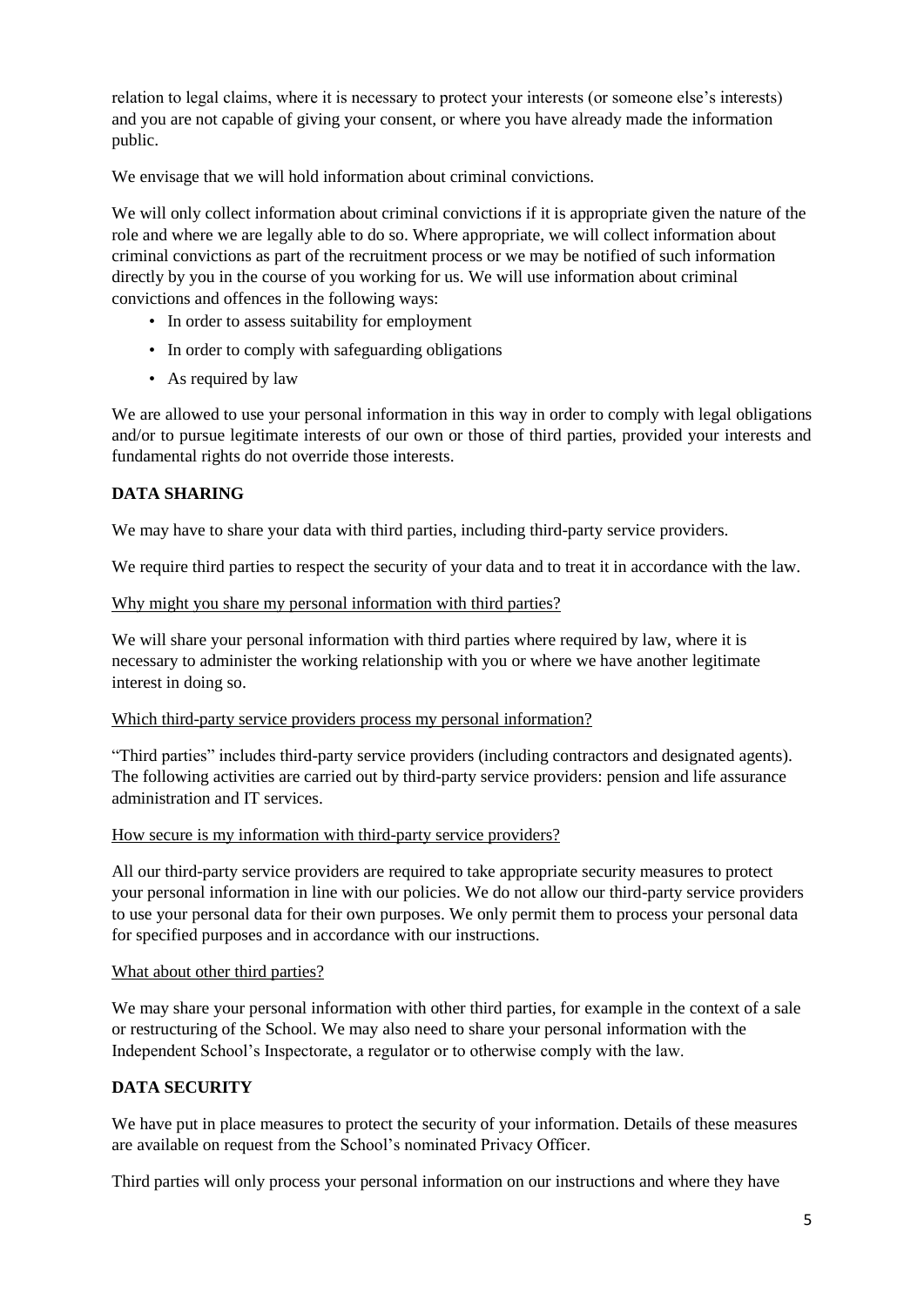relation to legal claims, where it is necessary to protect your interests (or someone else's interests) and you are not capable of giving your consent, or where you have already made the information public.

We envisage that we will hold information about criminal convictions.

We will only collect information about criminal convictions if it is appropriate given the nature of the role and where we are legally able to do so. Where appropriate, we will collect information about criminal convictions as part of the recruitment process or we may be notified of such information directly by you in the course of you working for us. We will use information about criminal convictions and offences in the following ways:

- In order to assess suitability for employment
- In order to comply with safeguarding obligations
- As required by law

We are allowed to use your personal information in this way in order to comply with legal obligations and/or to pursue legitimate interests of our own or those of third parties, provided your interests and fundamental rights do not override those interests.

## DATA SHARING

We may have to share your data with third parties, including third-party service providers.

We require third parties to respect the security of your data and to treat it in accordance with the law.

<u>Why might you share my personal information with third parties?</u>

We will share your personal information with third parties where required by law, where it is necessary to administer the working relationship with you or where we have another legitimate interest in doing so.

<u>Which third-party service providers process my personal information?</u>

"Third parties" includes third-party service providers (including contractors and designated agents). The following activities are carried out by third-party service providers: pension and life assurance administration and IT services.

<u>How secure is my information with third-party service providers?</u>

All our third-party service providers are required to take appropriate security measures to protect your personal information in line with our policies. We do not allow our third-party service providers to use your personal data for their own purposes. We only permit them to process your personal data for specified purposes and in accordance with our instructions.

<u>What about other third parties?</u>

We may share your personal information with other third parties, for example in the context of a sale or restructuring of the School. We may also need to share your personal information with the Independent School's Inspectorate, a regulator or to otherwise comply with the law.

## DATA SECURITY

We have put in place measures to protect the security of your information. Details of these measures are available on request from the School's nominated Privacy Officer.

Third parties will only process your personal information on our instructions and where they have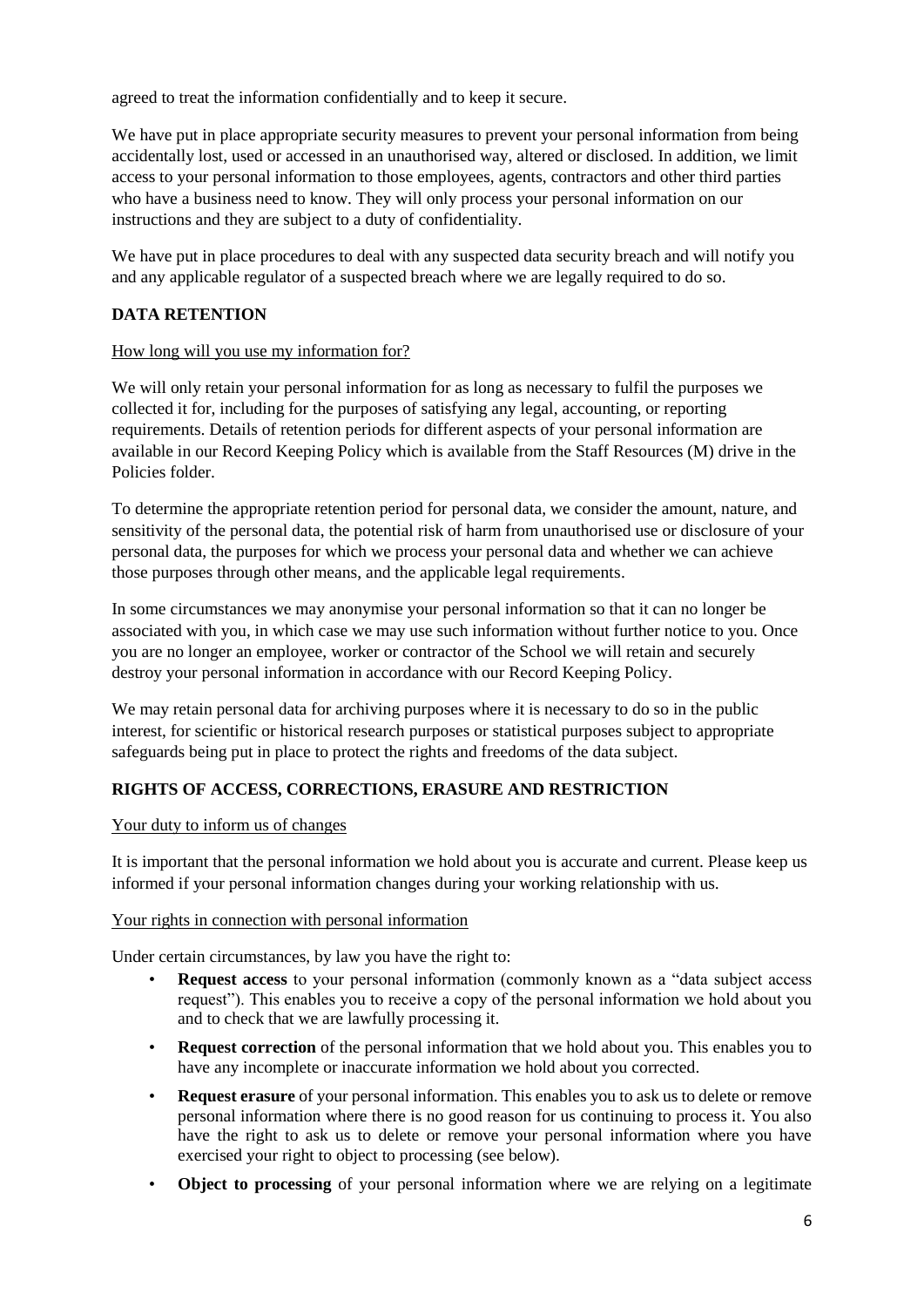agreed to treat the information confidentially and to keep it secure.

We have put in place appropriate security measures to prevent your personal information from being accidentally lost, used or accessed in an unauthorised way, altered or disclosed. In addition, we limit access to your personal information to those employees, agents, contractors and other third parties who have a business need to know. They will only process your personal information on our instructions and they are subject to a duty of confidentiality.

We have put in place procedures to deal with any suspected data security breach and will notify you and any applicable regulator of a suspected breach where we are legally required to do so.

## DATA RETENTION

How long will you use my information for?

We will only retain your personal information for as long as necessary to fulfil the purposes we collected it for, including for the purposes of satisfying any legal, accounting, or reporting requirements. Details of retention periods for different aspects of your personal information are available in our Record Keeping Policy which is available from the Staff Resources (M) drive in the Policies folder.

To determine the appropriate retention period for personal data, we consider the amount, nature, and sensitivity of the personal data, the potential risk of harm from unauthorised use or disclosure of your personal data, the purposes for which we process your personal data and whether we can achieve those purposes through other means, and the applicable legal requirements.

In some circumstances we may anonymise your personal information so that it can no longer be associated with you, in which case we may use such information without further notice to you. Once you are no longer an employee, worker or contractor of the School we will retain and securely destroy your personal information in accordance with our Record Keeping Policy.

We may retain personal data for archiving purposes where it is necessary to do so in the public interest, for scientific or historical research purposes or statistical purposes subject to appropriate safeguards being put in place to protect the rights and freedoms of the data subject.

## RIGHTS OF ACCESS, CORRECTIONS, ERASURE AND RESTRICTION

Your duty to inform us of changes

It is important that the personal information we hold about you is accurate and current. Please keep us informed if your personal information changes during your working relationship with us.

Your rights in connection with personal information

Under certain circumstances, by law you have the right to:

- **Request access** to your personal information (commonly known as a "data subject access request"). This enables you to receive a copy of the personal information we hold about you and to check that we are lawfully processing it.
- **Request correction** of the personal information that we hold about you. This enables you to have any incomplete or inaccurate information we hold about you corrected.
- **Request erasure** of your personal information. This enables you to ask us to delete or remove personal information where there is no good reason for us continuing to process it. You also have the right to ask us to delete or remove your personal information where you have exercised your right to object to processing (see below).
- **Object to processing** of your personal information where we are relying on a legitimate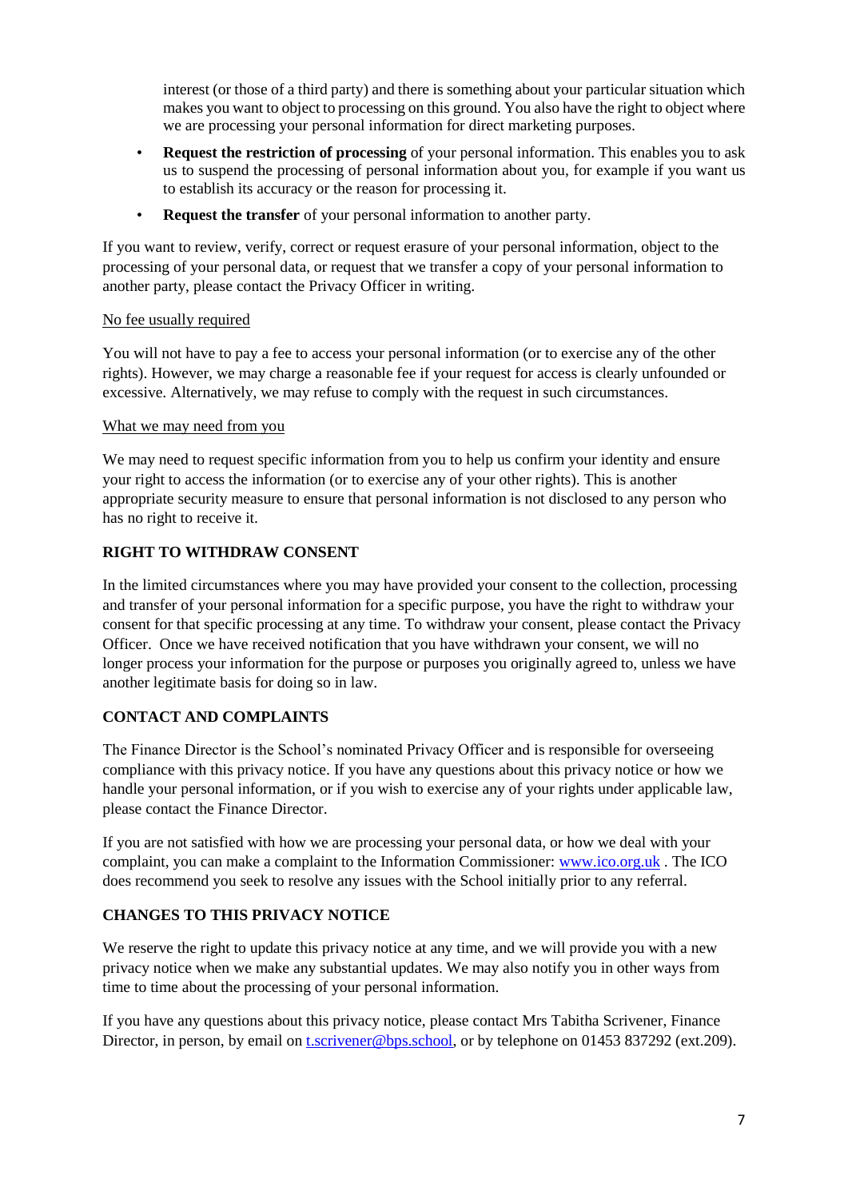interest (or those of a third party) and there is something about your particular situation which makes you want to object to processing on this ground. You also have the right to object where we are processing your personal information for direct marketing purposes.

- **Request the restriction of processing** of your personal information. This enables you to ask us to suspend the processing of personal information about you, for example if you want us to establish its accuracy or the reason for processing it.
- **Request the transfer** of your personal information to another party.

If you want to review, verify, correct or request erasure of your personal information, object to the processing of your personal data, or request that we transfer a copy of your personal information to another party, please contact the Privacy Officer in writing.

No fee usually required

You will not have to pay a fee to access your personal information (or to exercise any of the other rights). However, we may charge a reasonable fee if your request for access is clearly unfounded or excessive. Alternatively, we may refuse to comply with the request in such circumstances.

What we may need from you

We may need to request specific information from you to help us confirm your identity and ensure your right to access the information (or to exercise any of your other rights). This is another appropriate security measure to ensure that personal information is not disclosed to any person who has no right to receive it.

## RIGHT TO WITHDRAW CONSENT

In the limited circumstances where you may have provided your consent to the collection, processing and transfer of your personal information for a specific purpose, you have the right to withdraw your consent for that specific processing at any time. To withdraw your consent, please contact the Privacy Officer. Once we have received notification that you have withdrawn your consent, we will no longer process your information for the purpose or purposes you originally agreed to, unless we have another legitimate basis for doing so in law.

## CONTACT AND COMPLAINTS

The Finance Director is the School's nominated Privacy Officer and is responsible for overseeing compliance with this privacy notice. If you have any questions about this privacy notice or how we handle your personal information, or if you wish to exercise any of your rights under applicable law, please contact the Finance Director.

If you are not satisfied with how we are processing your personal data, or how we deal with your complaint, you can make a complaint to the Information Commissioner: www.ico.org.uk . The ICO does recommend you seek to resolve any issues with the School initially prior to any referral.

## CHANGES TO THIS PRIVACY NOTICE

We reserve the right to update this privacy notice at any time, and we will provide you with a new privacy notice when we make any substantial updates. We may also notify you in other ways from time to time about the processing of your personal information.

If you have any questions about this privacy notice, please contact Mrs Tabitha Scrivener, Finance Director, in person, by email on t.scrivener@bps.school, or by telephone on 01453 837292 (ext.209).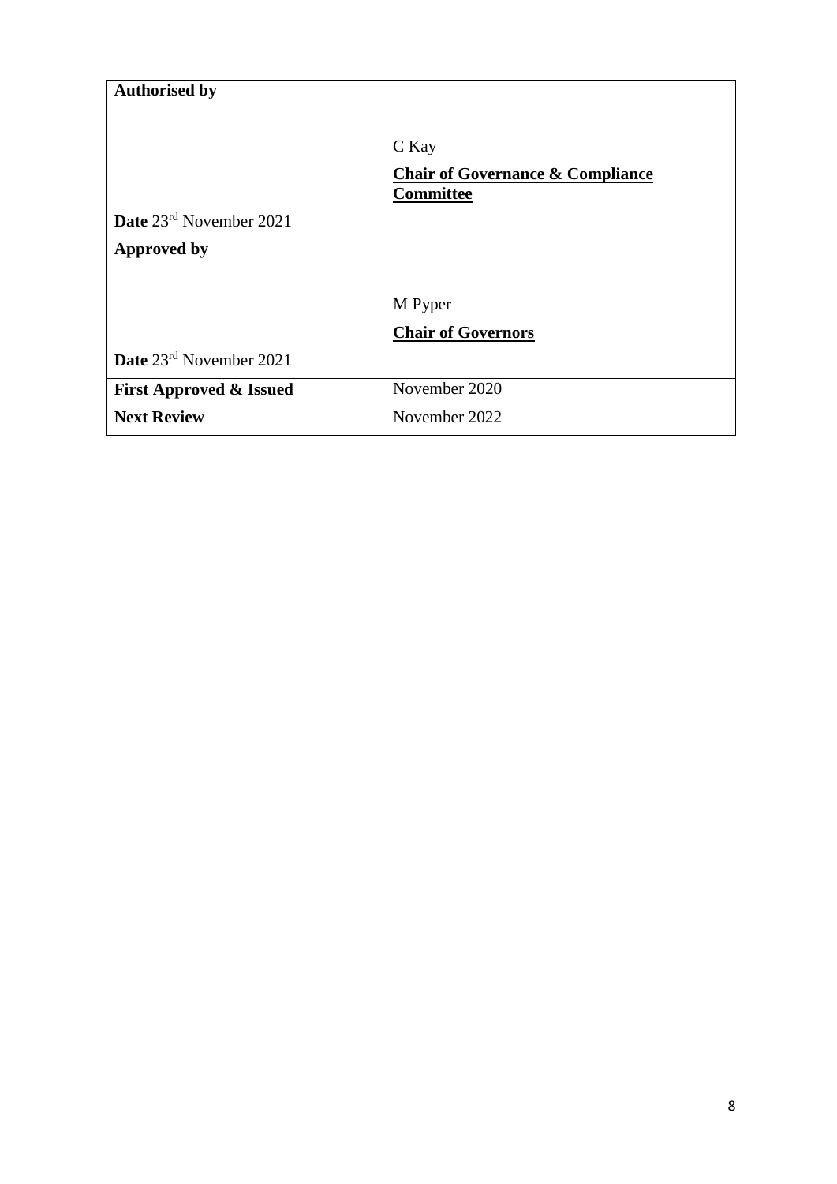| | |
|---|---|
| **Authorised by** | |
| | C Kay |
| | **Chair of Governance & Compliance Committee** |
| **Date** 23rd November 2021 | |
| **Approved by** | |
| | M Pyper |
| | **Chair of Governors** |
| **Date** 23rd November 2021 | |
| **First Approved & Issued** | November 2020 |
| **Next Review** | November 2022 |